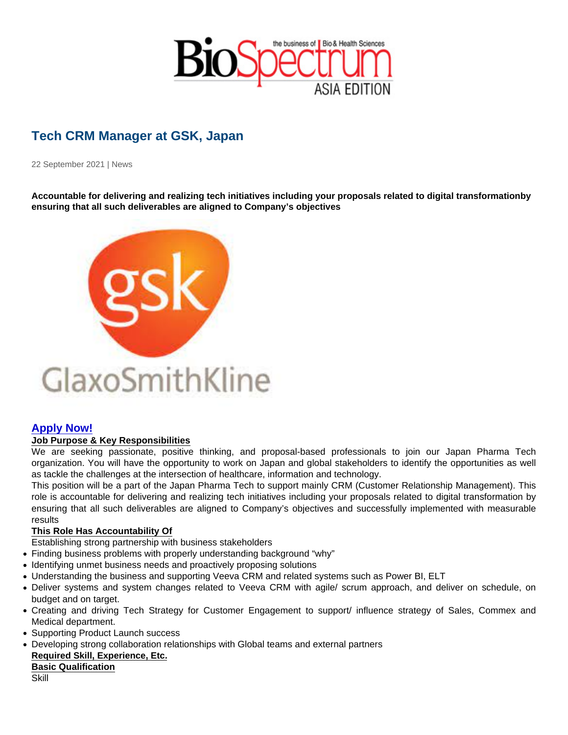# Tech CRM Manager at GSK, Japan

22 September 2021 | News

**Accountable for delivering and realizing tech initiatives including your proposals related to digital transformationby ensuring that all such deliverables are aligned to Company's objectives**

[Apply Now!]

**Job Purpose & Key Responsibilities**

We are seeking passionate, positive thinking, and proposal-based professionals to join our Japan Pharma Tech organization. You will have the opportunity to work on Japan and global stakeholders to identify the opportunities as well as tackle the challenges at the intersection of healthcare, information and technology.

This position will be a part of the Japan Pharma Tech to support mainly CRM (Customer Relationship Management). This role is accountable for delivering and realizing tech initiatives including your proposals related to digital transformation by ensuring that all such deliverables are aligned to Company's objectives and successfully implemented with measurable results

**This Role Has Accountability Of**

Establishing strong partnership with business stakeholders

- Finding business problems with properly understanding background "why"
- Identifying unmet business needs and proactively proposing solutions
- Understanding the business and supporting Veeva CRM and related systems such as Power BI, ELT
- Deliver systems and system changes related to Veeva CRM with agile/ scrum approach, and deliver on schedule, on budget and on target.
- Creating and driving Tech Strategy for Customer Engagement to support/ influence strategy of Sales, Commex and Medical department.
- Supporting Product Launch success
- Developing strong collaboration relationships with Global teams and external partners

**Required Skill, Experience, Etc.**

**Basic Qualification**

Skill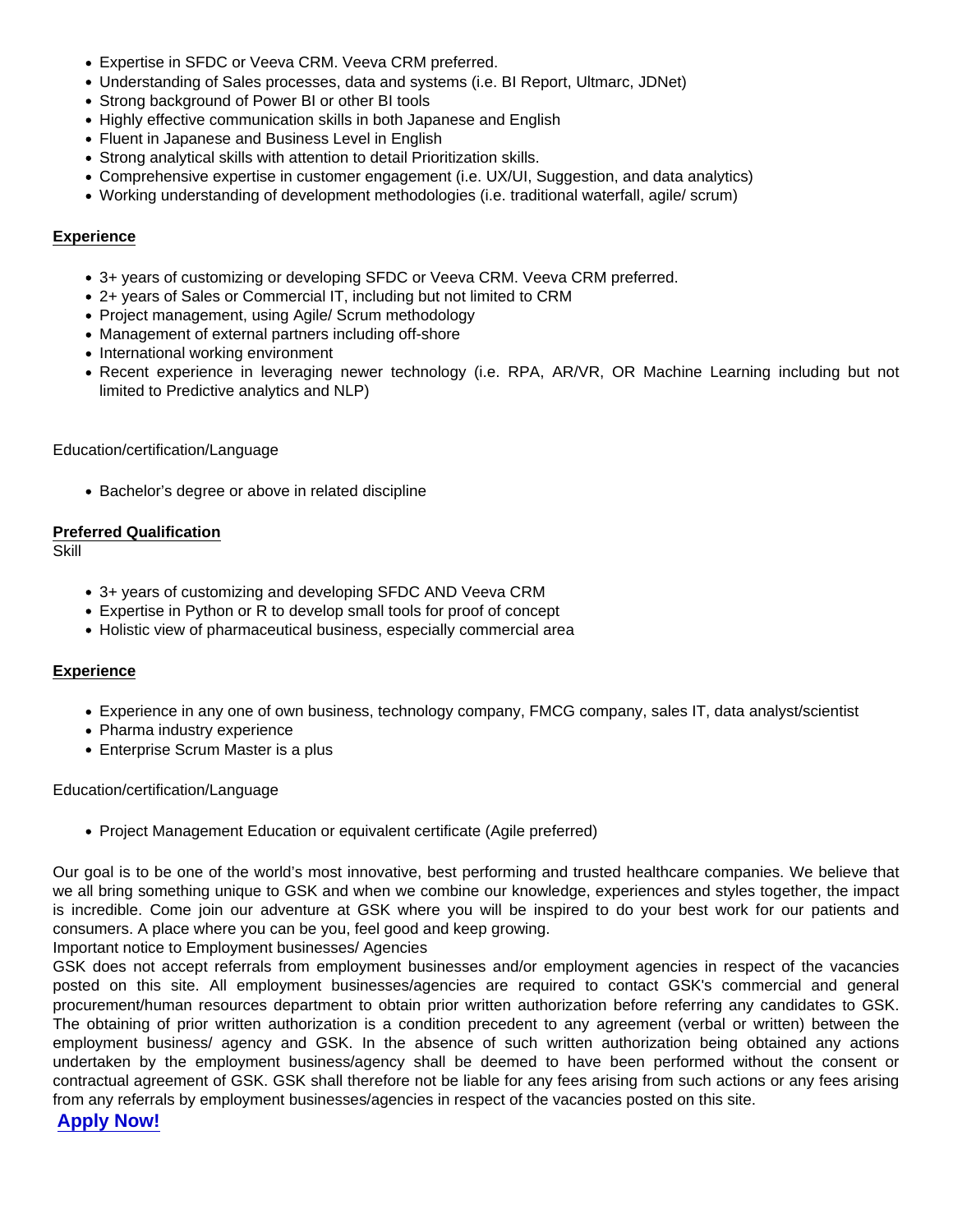- Expertise in SFDC or Veeva CRM. Veeva CRM preferred.
- Understanding of Sales processes, data and systems (i.e. BI Report, Ultmarc, JDNet)
- Strong background of Power BI or other BI tools
- Highly effective communication skills in both Japanese and English
- Fluent in Japanese and Business Level in English
- Strong analytical skills with attention to detail Prioritization skills.
- Comprehensive expertise in customer engagement (i.e. UX/UI, Suggestion, and data analytics)
- Working understanding of development methodologies (i.e. traditional waterfall, agile/ scrum)

**Experience**

- 3+ years of customizing or developing SFDC or Veeva CRM. Veeva CRM preferred.
- 2+ years of Sales or Commercial IT, including but not limited to CRM
- Project management, using Agile/ Scrum methodology
- Management of external partners including off-shore
- International working environment
- Recent experience in leveraging newer technology (i.e. RPA, AR/VR, OR Machine Learning including but not limited to Predictive analytics and NLP)

Education/certification/Language

- Bachelor's degree or above in related discipline

**Preferred Qualification**

Skill

- 3+ years of customizing and developing SFDC AND Veeva CRM
- Expertise in Python or R to develop small tools for proof of concept
- Holistic view of pharmaceutical business, especially commercial area

**Experience**

- Experience in any one of own business, technology company, FMCG company, sales IT, data analyst/scientist
- Pharma industry experience
- Enterprise Scrum Master is a plus

Education/certification/Language

- Project Management Education or equivalent certificate (Agile preferred)

Our goal is to be one of the world's most innovative, best performing and trusted healthcare companies. We believe that we all bring something unique to GSK and when we combine our knowledge, experiences and styles together, the impact is incredible. Come join our adventure at GSK where you will be inspired to do your best work for our patients and consumers. A place where you can be you, feel good and keep growing.

Important notice to Employment businesses/ Agencies

GSK does not accept referrals from employment businesses and/or employment agencies in respect of the vacancies posted on this site. All employment businesses/agencies are required to contact GSK's commercial and general procurement/human resources department to obtain prior written authorization before referring any candidates to GSK. The obtaining of prior written authorization is a condition precedent to any agreement (verbal or written) between the employment business/ agency and GSK. In the absence of such written authorization being obtained any actions undertaken by the employment business/agency shall be deemed to have been performed without the consent or contractual agreement of GSK. GSK shall therefore not be liable for any fees arising from such actions or any fees arising from any referrals by employment businesses/agencies in respect of the vacancies posted on this site.

**Apply Now!**